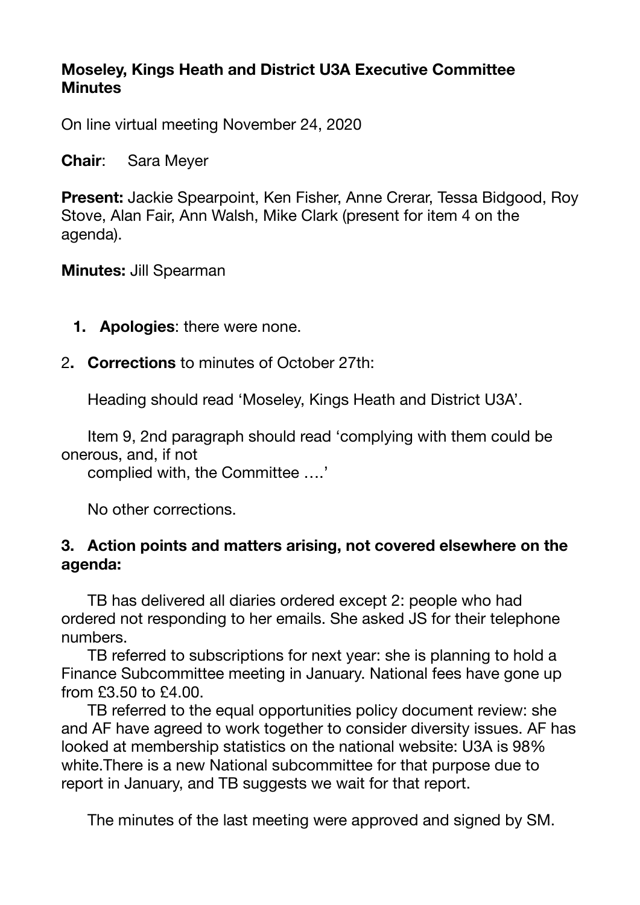**Moseley, Kings Heath and District U3A Executive Committee Minutes**

On line virtual meeting November 24, 2020

**Chair**: Sara Meyer

**Present:** Jackie Spearpoint, Ken Fisher, Anne Crerar, Tessa Bidgood, Roy Stove, Alan Fair, Ann Walsh, Mike Clark (present for item 4 on the agenda).

**Minutes:** Jill Spearman

1. **Apologies**: there were none.

2. **Corrections** to minutes of October 27th:

   Heading should read 'Moseley, Kings Heath and District U3A'.

   Item 9, 2nd paragraph should read 'complying with them could be onerous, and, if not complied with, the Committee ….'

   No other corrections.

3. **Action points and matters arising, not covered elsewhere on the agenda:**

   TB has delivered all diaries ordered except 2: people who had ordered not responding to her emails. She asked JS for their telephone numbers.

   TB referred to subscriptions for next year: she is planning to hold a Finance Subcommittee meeting in January. National fees have gone up from £3.50 to £4.00.

   TB referred to the equal opportunities policy document review: she and AF have agreed to work together to consider diversity issues. AF has looked at membership statistics on the national website: U3A is 98% white.There is a new National subcommittee for that purpose due to report in January, and TB suggests we wait for that report.

   The minutes of the last meeting were approved and signed by SM.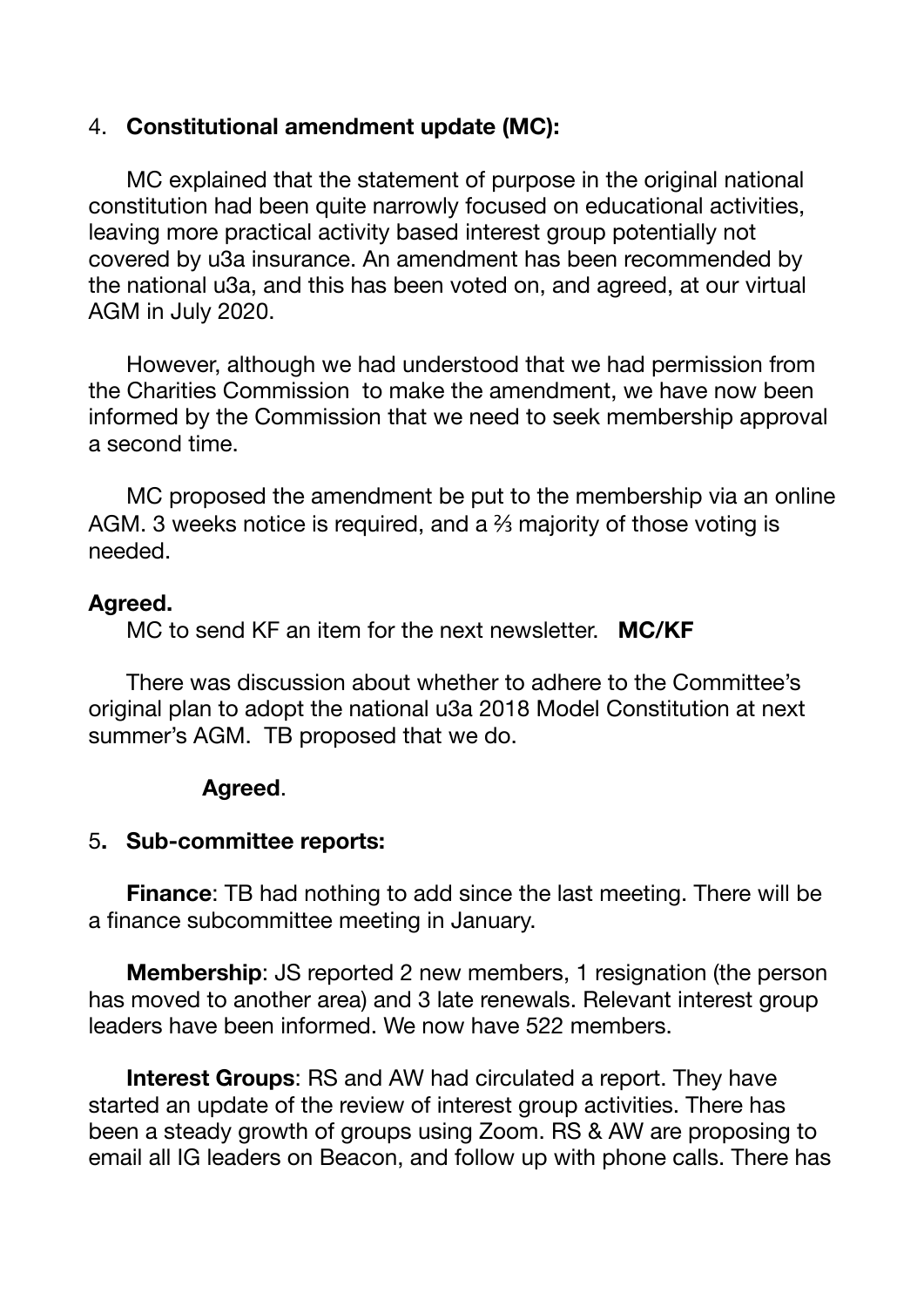4. **Constitutional amendment update (MC):**

MC explained that the statement of purpose in the original national constitution had been quite narrowly focused on educational activities, leaving more practical activity based interest group potentially not covered by u3a insurance. An amendment has been recommended by the national u3a, and this has been voted on, and agreed, at our virtual AGM in July 2020.

However, although we had understood that we had permission from the Charities Commission to make the amendment, we have now been informed by the Commission that we need to seek membership approval a second time.

MC proposed the amendment be put to the membership via an online AGM. 3 weeks notice is required, and a ⅔ majority of those voting is needed.

**Agreed.**

MC to send KF an item for the next newsletter. **MC/KF**

There was discussion about whether to adhere to the Committee's original plan to adopt the national u3a 2018 Model Constitution at next summer's AGM. TB proposed that we do.

**Agreed**.

5**. Sub-committee reports:**

**Finance**: TB had nothing to add since the last meeting. There will be a finance subcommittee meeting in January.

**Membership**: JS reported 2 new members, 1 resignation (the person has moved to another area) and 3 late renewals. Relevant interest group leaders have been informed. We now have 522 members.

**Interest Groups**: RS and AW had circulated a report. They have started an update of the review of interest group activities. There has been a steady growth of groups using Zoom. RS & AW are proposing to email all IG leaders on Beacon, and follow up with phone calls. There has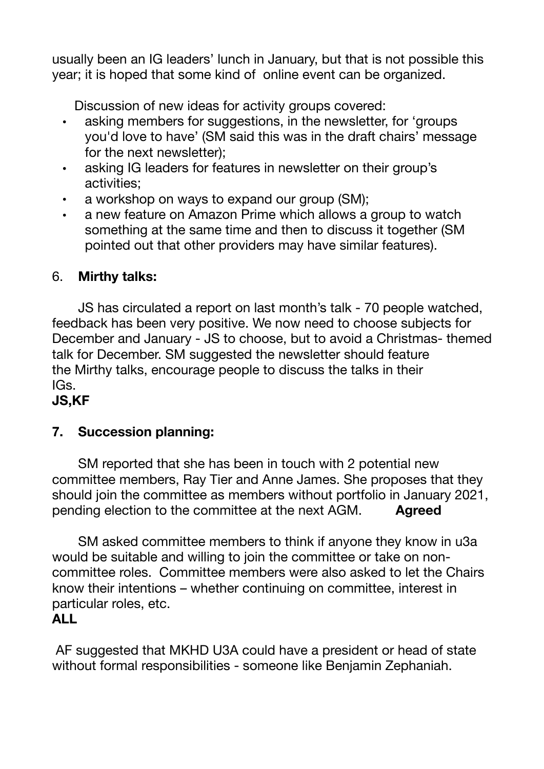usually been an IG leaders' lunch in January, but that is not possible this year; it is hoped that some kind of online event can be organized.

Discussion of new ideas for activity groups covered:

- asking members for suggestions, in the newsletter, for 'groups you'd love to have' (SM said this was in the draft chairs' message for the next newsletter);
- asking IG leaders for features in newsletter on their group's activities;
- a workshop on ways to expand our group (SM);
- a new feature on Amazon Prime which allows a group to watch something at the same time and then to discuss it together (SM pointed out that other providers may have similar features).

6. **Mirthy talks:**

JS has circulated a report on last month's talk - 70 people watched, feedback has been very positive. We now need to choose subjects for December and January - JS to choose, but to avoid a Christmas- themed talk for December. SM suggested the newsletter should feature the Mirthy talks, encourage people to discuss the talks in their IGs.

**JS,KF**

**7. Succession planning:**

SM reported that she has been in touch with 2 potential new committee members, Ray Tier and Anne James. She proposes that they should join the committee as members without portfolio in January 2021, pending election to the committee at the next AGM. **Agreed**

SM asked committee members to think if anyone they know in u3a would be suitable and willing to join the committee or take on non-committee roles. Committee members were also asked to let the Chairs know their intentions – whether continuing on committee, interest in particular roles, etc.

**ALL**

AF suggested that MKHD U3A could have a president or head of state without formal responsibilities - someone like Benjamin Zephaniah.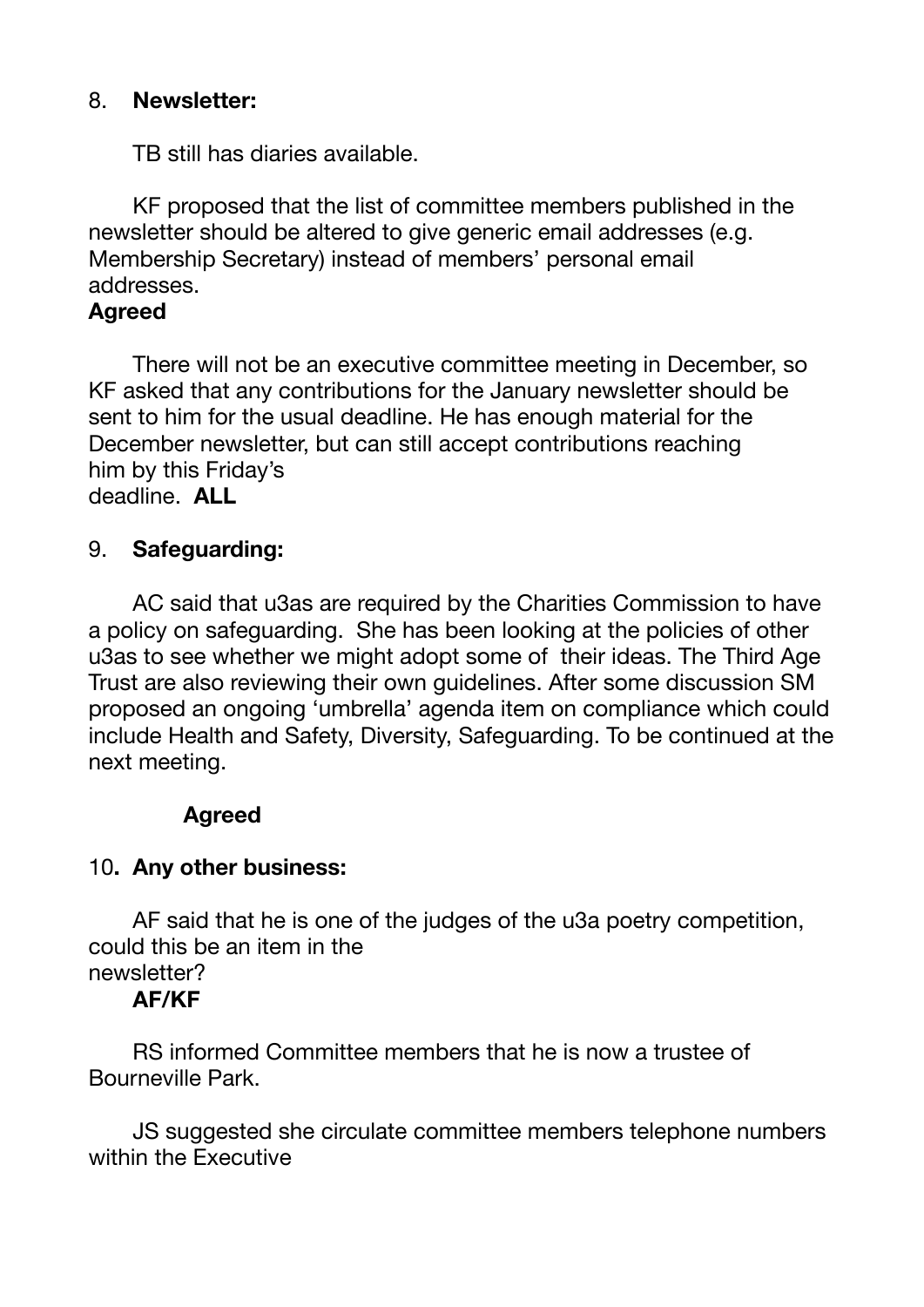8. **Newsletter:**

TB still has diaries available.

KF proposed that the list of committee members published in the newsletter should be altered to give generic email addresses (e.g. Membership Secretary) instead of members' personal email addresses.
**Agreed**

There will not be an executive committee meeting in December, so KF asked that any contributions for the January newsletter should be sent to him for the usual deadline. He has enough material for the December newsletter, but can still accept contributions reaching him by this Friday's deadline. **ALL**

9. **Safeguarding:**

AC said that u3as are required by the Charities Commission to have a policy on safeguarding. She has been looking at the policies of other u3as to see whether we might adopt some of their ideas. The Third Age Trust are also reviewing their own guidelines. After some discussion SM proposed an ongoing 'umbrella' agenda item on compliance which could include Health and Safety, Diversity, Safeguarding. To be continued at the next meeting.

**Agreed**

10. **Any other business:**

AF said that he is one of the judges of the u3a poetry competition, could this be an item in the newsletter?
**AF/KF**

RS informed Committee members that he is now a trustee of Bourneville Park.

JS suggested she circulate committee members telephone numbers within the Executive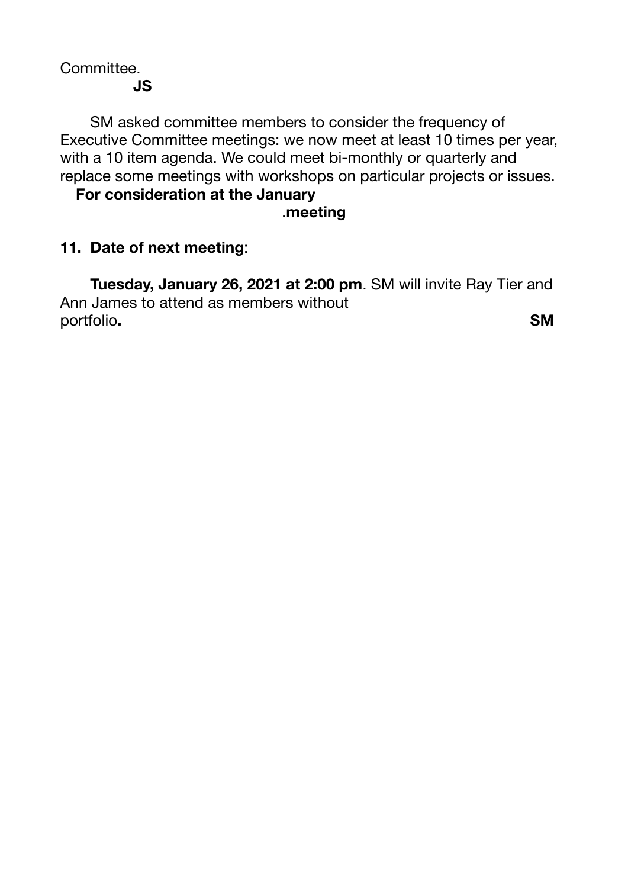Committee.
**JS**

SM asked committee members to consider the frequency of Executive Committee meetings: we now meet at least 10 times per year, with a 10 item agenda. We could meet bi-monthly or quarterly and replace some meetings with workshops on particular projects or issues.
**For consideration at the January .meeting**

**11. Date of next meeting**:

**Tuesday, January 26, 2021 at 2:00 pm**. SM will invite Ray Tier and Ann James to attend as members without portfolio**.** **SM**